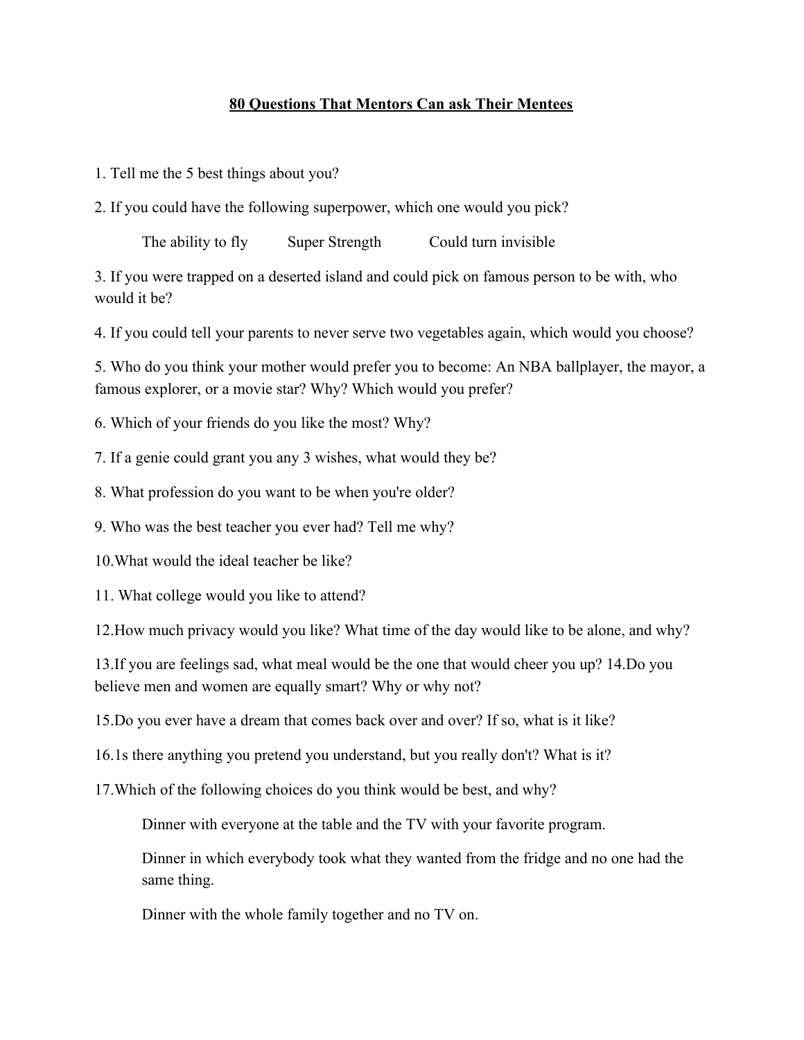**80 Questions That Mentors Can ask Their Mentees**

1. Tell me the 5 best things about you?

2. If you could have the following superpower, which one would you pick?

    The ability to fly    Super Strength    Could turn invisible

3. If you were trapped on a deserted island and could pick on famous person to be with, who would it be?

4. If you could tell your parents to never serve two vegetables again, which would you choose?

5. Who do you think your mother would prefer you to become: An NBA ballplayer, the mayor, a famous explorer, or a movie star? Why? Which would you prefer?

6. Which of your friends do you like the most? Why?

7. If a genie could grant you any 3 wishes, what would they be?

8. What profession do you want to be when you're older?

9. Who was the best teacher you ever had? Tell me why?

10.What would the ideal teacher be like?

11. What college would you like to attend?

12.How much privacy would you like? What time of the day would like to be alone, and why?

13.If you are feelings sad, what meal would be the one that would cheer you up? 14.Do you believe men and women are equally smart? Why or why not?

15.Do you ever have a dream that comes back over and over? If so, what is it like?

16.1s there anything you pretend you understand, but you really don't? What is it?

17.Which of the following choices do you think would be best, and why?

    Dinner with everyone at the table and the TV with your favorite program.

    Dinner in which everybody took what they wanted from the fridge and no one had the same thing.

    Dinner with the whole family together and no TV on.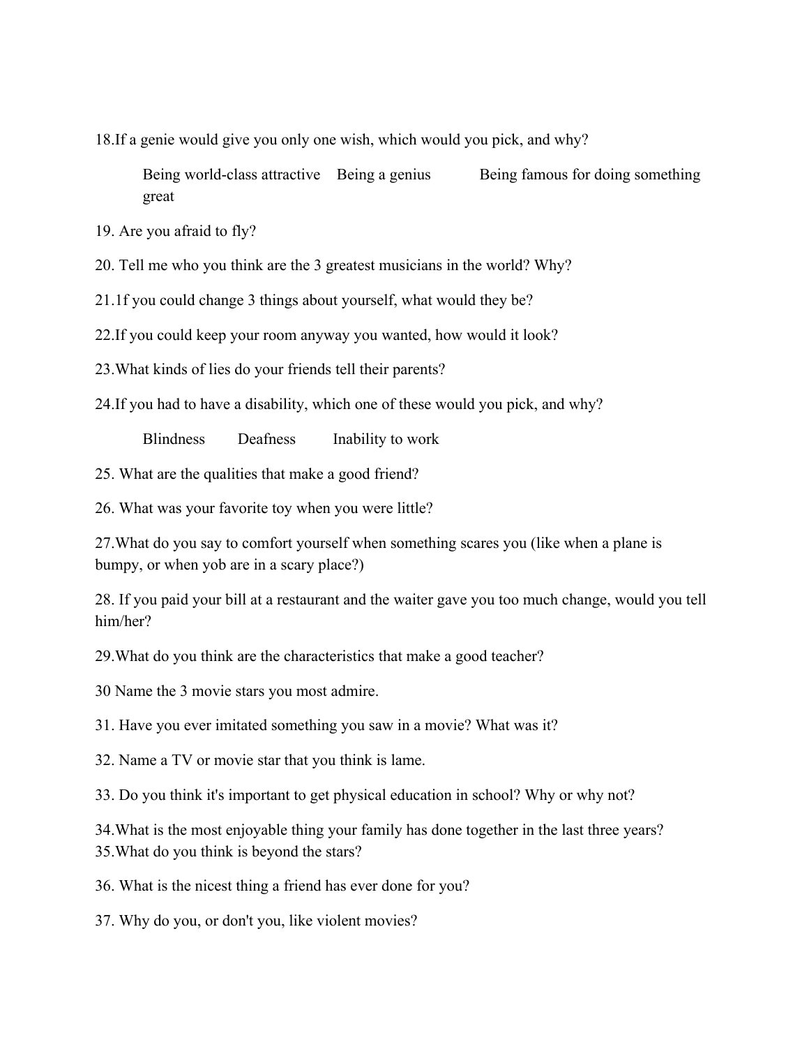18.If a genie would give you only one wish, which would you pick, and why?

Being world-class attractive    Being a genius    Being famous for doing something great

19. Are you afraid to fly?

20. Tell me who you think are the 3 greatest musicians in the world? Why?

21.1f you could change 3 things about yourself, what would they be?

22.If you could keep your room anyway you wanted, how would it look?

23.What kinds of lies do your friends tell their parents?

24.If you had to have a disability, which one of these would you pick, and why?

Blindness    Deafness    Inability to work

25. What are the qualities that make a good friend?

26. What was your favorite toy when you were little?

27.What do you say to comfort yourself when something scares you (like when a plane is bumpy, or when yob are in a scary place?)

28. If you paid your bill at a restaurant and the waiter gave you too much change, would you tell him/her?

29.What do you think are the characteristics that make a good teacher?

30 Name the 3 movie stars you most admire.

31. Have you ever imitated something you saw in a movie? What was it?

32. Name a TV or movie star that you think is lame.

33. Do you think it's important to get physical education in school? Why or why not?

34.What is the most enjoyable thing your family has done together in the last three years?
35.What do you think is beyond the stars?

36. What is the nicest thing a friend has ever done for you?

37. Why do you, or don't you, like violent movies?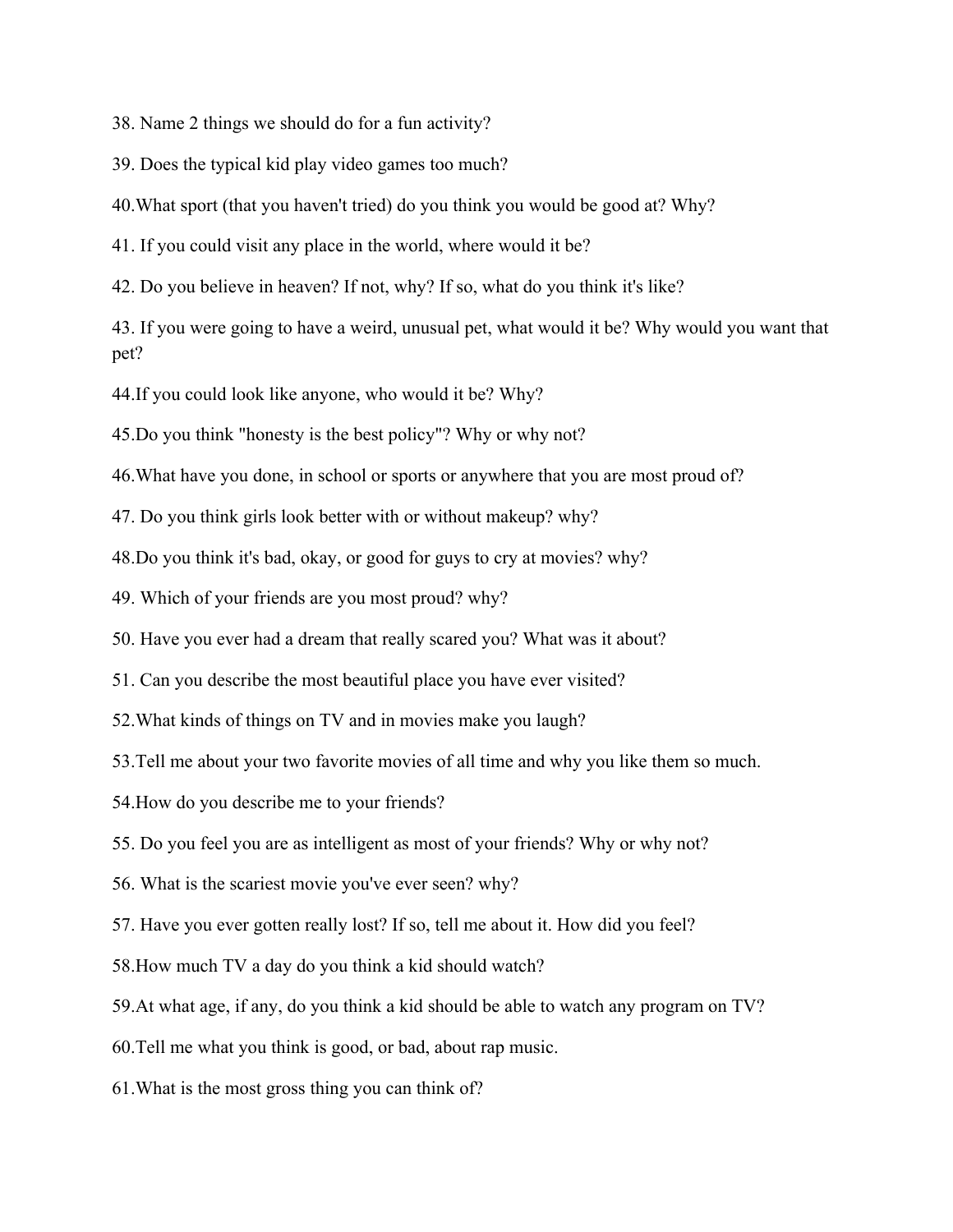38. Name 2 things we should do for a fun activity?

39. Does the typical kid play video games too much?

40.What sport (that you haven't tried) do you think you would be good at? Why?

41. If you could visit any place in the world, where would it be?

42. Do you believe in heaven? If not, why? If so, what do you think it's like?

43. If you were going to have a weird, unusual pet, what would it be? Why would you want that pet?

44.If you could look like anyone, who would it be? Why?

45.Do you think "honesty is the best policy"? Why or why not?

46.What have you done, in school or sports or anywhere that you are most proud of?

47. Do you think girls look better with or without makeup? why?

48.Do you think it's bad, okay, or good for guys to cry at movies? why?

49. Which of your friends are you most proud? why?

50. Have you ever had a dream that really scared you? What was it about?

51. Can you describe the most beautiful place you have ever visited?

52.What kinds of things on TV and in movies make you laugh?

53.Tell me about your two favorite movies of all time and why you like them so much.

54.How do you describe me to your friends?

55. Do you feel you are as intelligent as most of your friends? Why or why not?

56. What is the scariest movie you've ever seen? why?

57. Have you ever gotten really lost? If so, tell me about it. How did you feel?

58.How much TV a day do you think a kid should watch?

59.At what age, if any, do you think a kid should be able to watch any program on TV?

60.Tell me what you think is good, or bad, about rap music.

61.What is the most gross thing you can think of?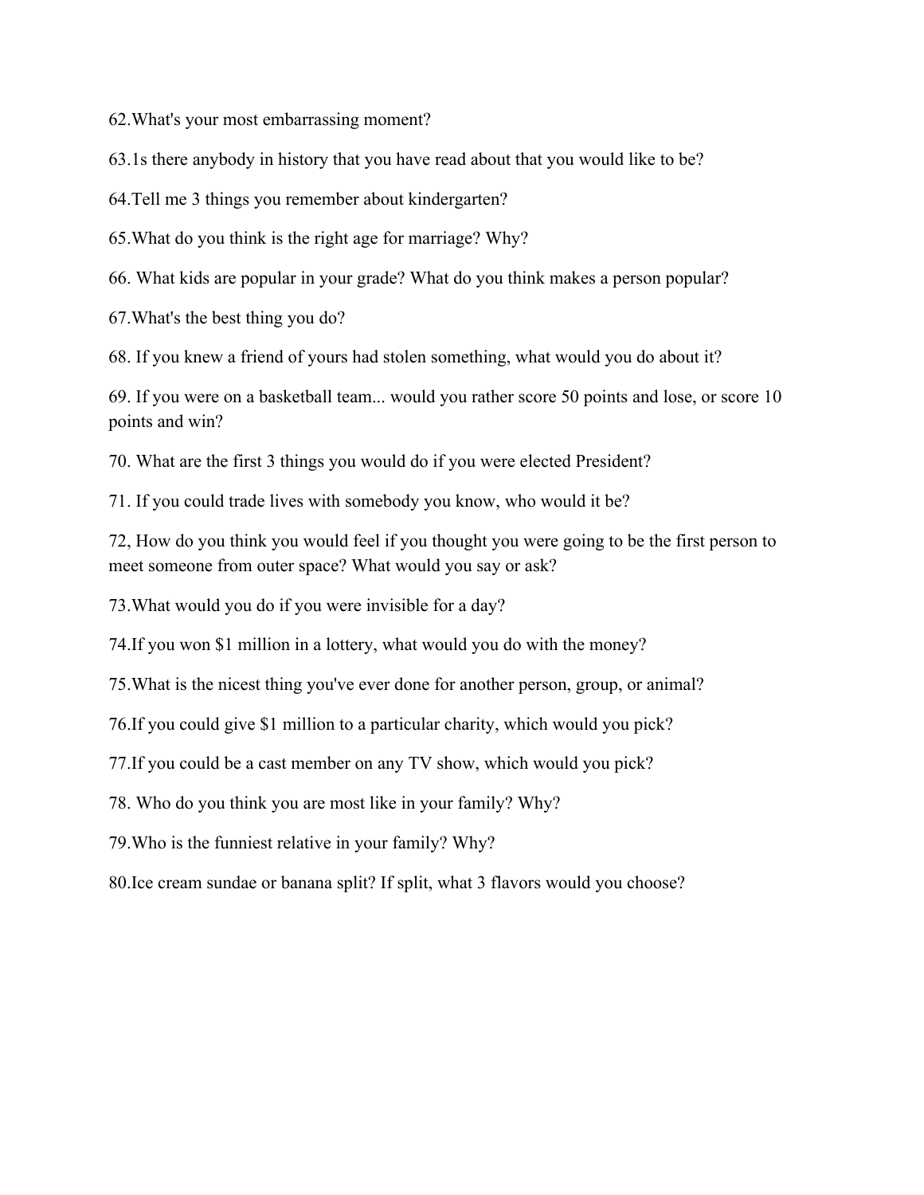62.What's your most embarrassing moment?

63.1s there anybody in history that you have read about that you would like to be?

64.Tell me 3 things you remember about kindergarten?

65.What do you think is the right age for marriage? Why?

66. What kids are popular in your grade? What do you think makes a person popular?

67.What's the best thing you do?

68. If you knew a friend of yours had stolen something, what would you do about it?

69. If you were on a basketball team... would you rather score 50 points and lose, or score 10 points and win?

70. What are the first 3 things you would do if you were elected President?

71. If you could trade lives with somebody you know, who would it be?

72, How do you think you would feel if you thought you were going to be the first person to meet someone from outer space? What would you say or ask?

73.What would you do if you were invisible for a day?

74.If you won $1 million in a lottery, what would you do with the money?

75.What is the nicest thing you've ever done for another person, group, or animal?

76.If you could give $1 million to a particular charity, which would you pick?

77.If you could be a cast member on any TV show, which would you pick?

78. Who do you think you are most like in your family? Why?

79.Who is the funniest relative in your family? Why?

80.Ice cream sundae or banana split? If split, what 3 flavors would you choose?